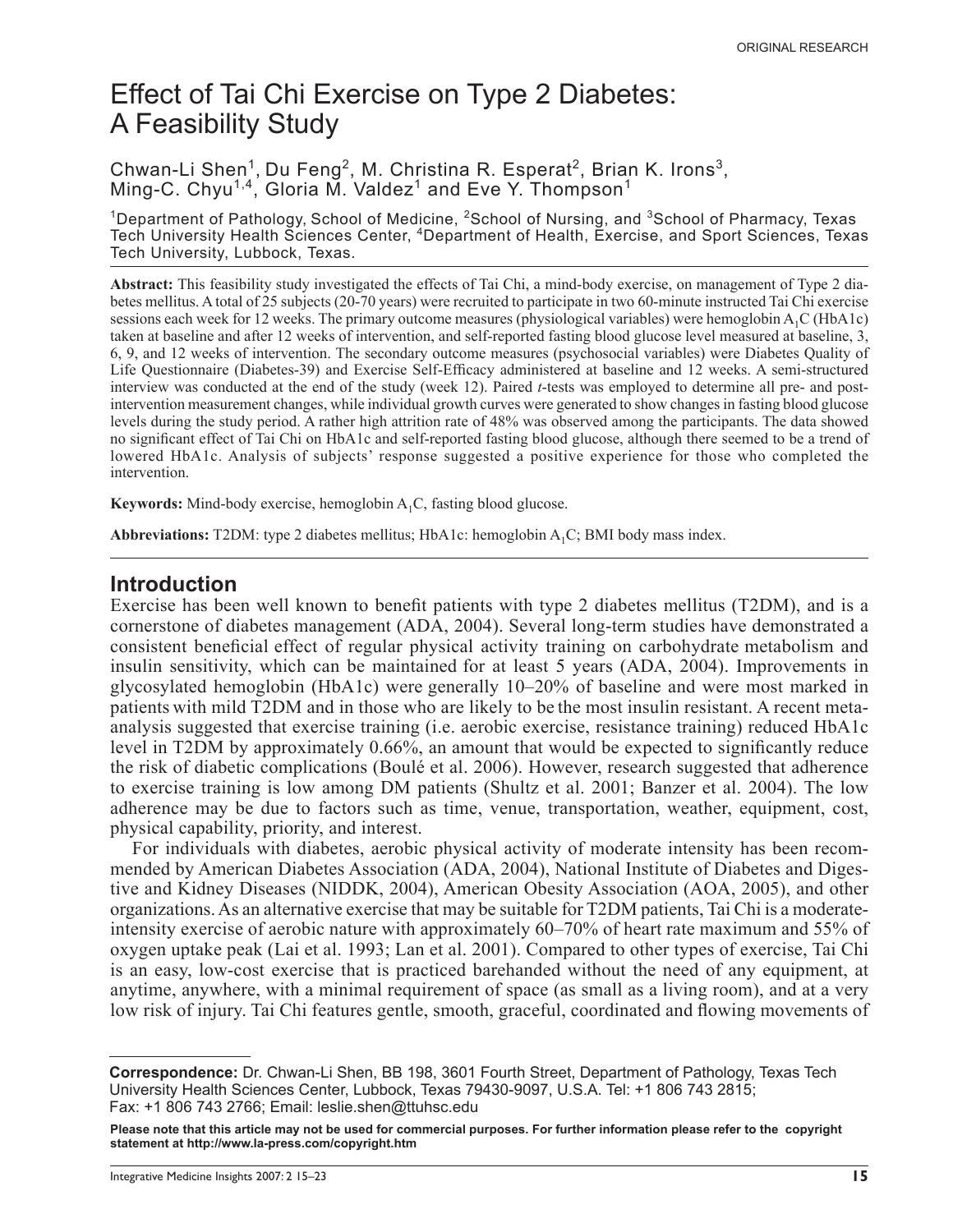ORIGINAL RESEARCH

# Effect of Tai Chi Exercise on Type 2 Diabetes: A Feasibility Study

Chwan-Li Shen[1], Du Feng[2], M. Christina R. Esperat[2], Brian K. Irons[3], Ming-C. Chyu[1,4], Gloria M. Valdez[1] and Eve Y. Thompson[1]

[1]Department of Pathology, School of Medicine, [2]School of Nursing, and [3]School of Pharmacy, Texas Tech University Health Sciences Center, [4]Department of Health, Exercise, and Sport Sciences, Texas Tech University, Lubbock, Texas.

**Abstract:** This feasibility study investigated the effects of Tai Chi, a mind-body exercise, on management of Type 2 diabetes mellitus. A total of 25 subjects (20-70 years) were recruited to participate in two 60-minute instructed Tai Chi exercise sessions each week for 12 weeks. The primary outcome measures (physiological variables) were hemoglobin $A_1C$ (HbA1c) taken at baseline and after 12 weeks of intervention, and self-reported fasting blood glucose level measured at baseline, 3, 6, 9, and 12 weeks of intervention. The secondary outcome measures (psychosocial variables) were Diabetes Quality of Life Questionnaire (Diabetes-39) and Exercise Self-Efficacy administered at baseline and 12 weeks. A semi-structured interview was conducted at the end of the study (week 12). Paired *t*-tests was employed to determine all pre- and post-intervention measurement changes, while individual growth curves were generated to show changes in fasting blood glucose levels during the study period. A rather high attrition rate of 48% was observed among the participants. The data showed no significant effect of Tai Chi on HbA1c and self-reported fasting blood glucose, although there seemed to be a trend of lowered HbA1c. Analysis of subjects' response suggested a positive experience for those who completed the intervention.

**Keywords:** Mind-body exercise, hemoglobin $A_1C$, fasting blood glucose.

**Abbreviations:** T2DM: type 2 diabetes mellitus; HbA1c: hemoglobin $A_1C$; BMI body mass index.

## Introduction

Exercise has been well known to benefit patients with type 2 diabetes mellitus (T2DM), and is a cornerstone of diabetes management (ADA, 2004). Several long-term studies have demonstrated a consistent beneficial effect of regular physical activity training on carbohydrate metabolism and insulin sensitivity, which can be maintained for at least 5 years (ADA, 2004). Improvements in glycosylated hemoglobin (HbA1c) were generally 10–20% of baseline and were most marked in patients with mild T2DM and in those who are likely to be the most insulin resistant. A recent meta-analysis suggested that exercise training (i.e. aerobic exercise, resistance training) reduced HbA1c level in T2DM by approximately 0.66%, an amount that would be expected to significantly reduce the risk of diabetic complications (Boulé et al. 2006). However, research suggested that adherence to exercise training is low among DM patients (Shultz et al. 2001; Banzer et al. 2004). The low adherence may be due to factors such as time, venue, transportation, weather, equipment, cost, physical capability, priority, and interest.

For individuals with diabetes, aerobic physical activity of moderate intensity has been recommended by American Diabetes Association (ADA, 2004), National Institute of Diabetes and Digestive and Kidney Diseases (NIDDK, 2004), American Obesity Association (AOA, 2005), and other organizations. As an alternative exercise that may be suitable for T2DM patients, Tai Chi is a moderate-intensity exercise of aerobic nature with approximately 60–70% of heart rate maximum and 55% of oxygen uptake peak (Lai et al. 1993; Lan et al. 2001). Compared to other types of exercise, Tai Chi is an easy, low-cost exercise that is practiced barehanded without the need of any equipment, at anytime, anywhere, with a minimal requirement of space (as small as a living room), and at a very low risk of injury. Tai Chi features gentle, smooth, graceful, coordinated and flowing movements of

**Correspondence:** Dr. Chwan-Li Shen, BB 198, 3601 Fourth Street, Department of Pathology, Texas Tech University Health Sciences Center, Lubbock, Texas 79430-9097, U.S.A. Tel: +1 806 743 2815; Fax: +1 806 743 2766; Email: leslie.shen@ttuhsc.edu

**Please note that this article may not be used for commercial purposes. For further information please refer to the copyright statement at http://www.la-press.com/copyright.htm**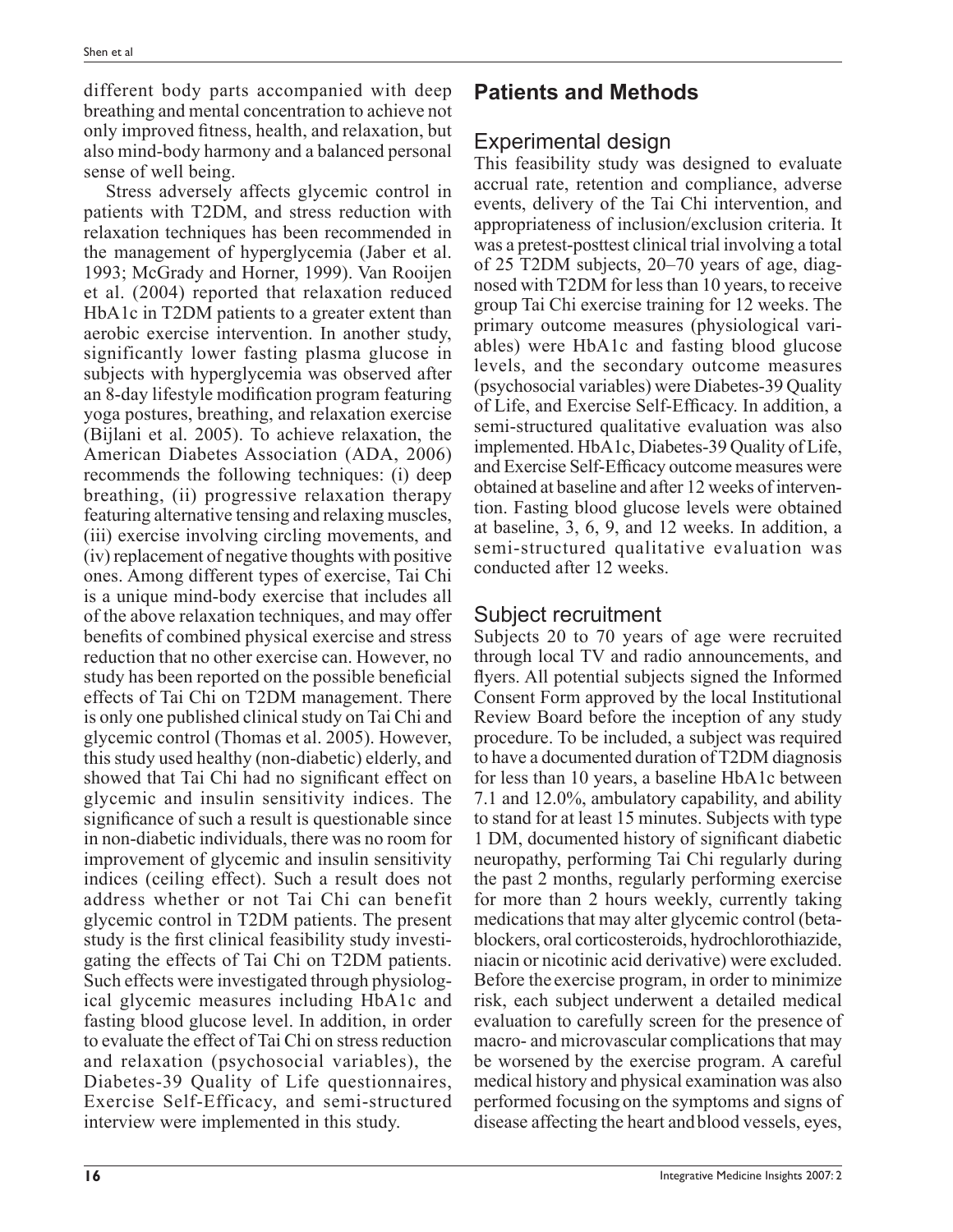different body parts accompanied with deep breathing and mental concentration to achieve not only improved fitness, health, and relaxation, but also mind-body harmony and a balanced personal sense of well being.

Stress adversely affects glycemic control in patients with T2DM, and stress reduction with relaxation techniques has been recommended in the management of hyperglycemia (Jaber et al. 1993; McGrady and Horner, 1999). Van Rooijen et al. (2004) reported that relaxation reduced HbA1c in T2DM patients to a greater extent than aerobic exercise intervention. In another study, significantly lower fasting plasma glucose in subjects with hyperglycemia was observed after an 8-day lifestyle modification program featuring yoga postures, breathing, and relaxation exercise (Bijlani et al. 2005). To achieve relaxation, the American Diabetes Association (ADA, 2006) recommends the following techniques: (i) deep breathing, (ii) progressive relaxation therapy featuring alternative tensing and relaxing muscles, (iii) exercise involving circling movements, and (iv) replacement of negative thoughts with positive ones. Among different types of exercise, Tai Chi is a unique mind-body exercise that includes all of the above relaxation techniques, and may offer benefits of combined physical exercise and stress reduction that no other exercise can. However, no study has been reported on the possible beneficial effects of Tai Chi on T2DM management. There is only one published clinical study on Tai Chi and glycemic control (Thomas et al. 2005). However, this study used healthy (non-diabetic) elderly, and showed that Tai Chi had no significant effect on glycemic and insulin sensitivity indices. The significance of such a result is questionable since in non-diabetic individuals, there was no room for improvement of glycemic and insulin sensitivity indices (ceiling effect). Such a result does not address whether or not Tai Chi can benefit glycemic control in T2DM patients. The present study is the first clinical feasibility study investigating the effects of Tai Chi on T2DM patients. Such effects were investigated through physiological glycemic measures including HbA1c and fasting blood glucose level. In addition, in order to evaluate the effect of Tai Chi on stress reduction and relaxation (psychosocial variables), the Diabetes-39 Quality of Life questionnaires, Exercise Self-Efficacy, and semi-structured interview were implemented in this study.

## Patients and Methods

### Experimental design

This feasibility study was designed to evaluate accrual rate, retention and compliance, adverse events, delivery of the Tai Chi intervention, and appropriateness of inclusion/exclusion criteria. It was a pretest-posttest clinical trial involving a total of 25 T2DM subjects, 20–70 years of age, diagnosed with T2DM for less than 10 years, to receive group Tai Chi exercise training for 12 weeks. The primary outcome measures (physiological variables) were HbA1c and fasting blood glucose levels, and the secondary outcome measures (psychosocial variables) were Diabetes-39 Quality of Life, and Exercise Self-Efficacy. In addition, a semi-structured qualitative evaluation was also implemented. HbA1c, Diabetes-39 Quality of Life, and Exercise Self-Efficacy outcome measures were obtained at baseline and after 12 weeks of intervention. Fasting blood glucose levels were obtained at baseline, 3, 6, 9, and 12 weeks. In addition, a semi-structured qualitative evaluation was conducted after 12 weeks.

### Subject recruitment

Subjects 20 to 70 years of age were recruited through local TV and radio announcements, and flyers. All potential subjects signed the Informed Consent Form approved by the local Institutional Review Board before the inception of any study procedure. To be included, a subject was required to have a documented duration of T2DM diagnosis for less than 10 years, a baseline HbA1c between 7.1 and 12.0%, ambulatory capability, and ability to stand for at least 15 minutes. Subjects with type 1 DM, documented history of significant diabetic neuropathy, performing Tai Chi regularly during the past 2 months, regularly performing exercise for more than 2 hours weekly, currently taking medications that may alter glycemic control (beta-blockers, oral corticosteroids, hydrochlorothiazide, niacin or nicotinic acid derivative) were excluded. Before the exercise program, in order to minimize risk, each subject underwent a detailed medical evaluation to carefully screen for the presence of macro- and microvascular complications that may be worsened by the exercise program. A careful medical history and physical examination was also performed focusing on the symptoms and signs of disease affecting the heart and blood vessels, eyes,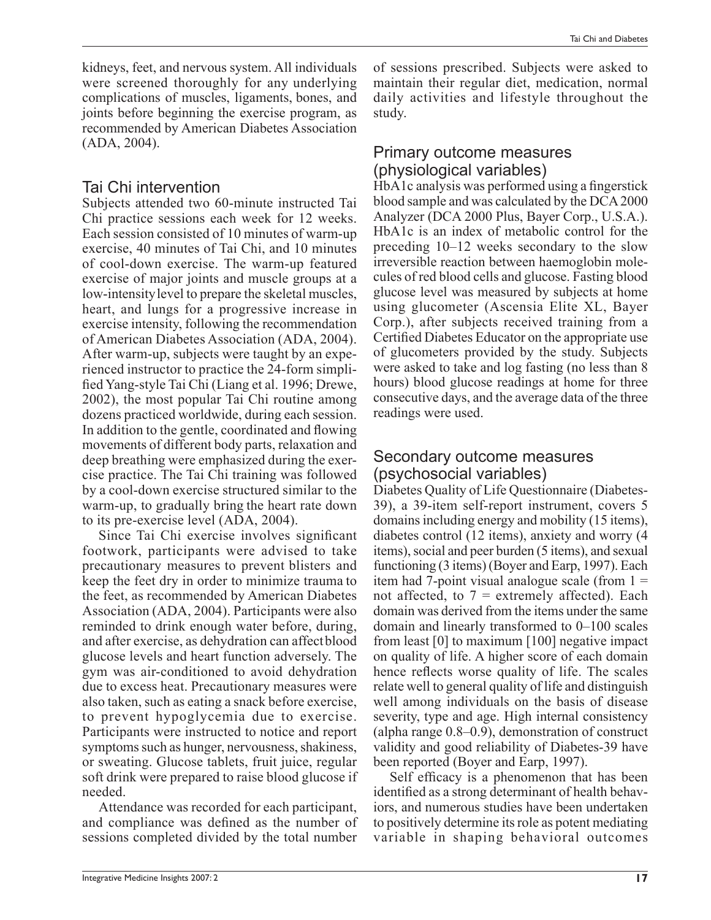kidneys, feet, and nervous system. All individuals were screened thoroughly for any underlying complications of muscles, ligaments, bones, and joints before beginning the exercise program, as recommended by American Diabetes Association (ADA, 2004).

## Tai Chi intervention

Subjects attended two 60-minute instructed Tai Chi practice sessions each week for 12 weeks. Each session consisted of 10 minutes of warm-up exercise, 40 minutes of Tai Chi, and 10 minutes of cool-down exercise. The warm-up featured exercise of major joints and muscle groups at a low-intensity level to prepare the skeletal muscles, heart, and lungs for a progressive increase in exercise intensity, following the recommendation of American Diabetes Association (ADA, 2004). After warm-up, subjects were taught by an experienced instructor to practice the 24-form simplified Yang-style Tai Chi (Liang et al. 1996; Drewe, 2002), the most popular Tai Chi routine among dozens practiced worldwide, during each session. In addition to the gentle, coordinated and flowing movements of different body parts, relaxation and deep breathing were emphasized during the exercise practice. The Tai Chi training was followed by a cool-down exercise structured similar to the warm-up, to gradually bring the heart rate down to its pre-exercise level (ADA, 2004).

Since Tai Chi exercise involves significant footwork, participants were advised to take precautionary measures to prevent blisters and keep the feet dry in order to minimize trauma to the feet, as recommended by American Diabetes Association (ADA, 2004). Participants were also reminded to drink enough water before, during, and after exercise, as dehydration can affect blood glucose levels and heart function adversely. The gym was air-conditioned to avoid dehydration due to excess heat. Precautionary measures were also taken, such as eating a snack before exercise, to prevent hypoglycemia due to exercise. Participants were instructed to notice and report symptoms such as hunger, nervousness, shakiness, or sweating. Glucose tablets, fruit juice, regular soft drink were prepared to raise blood glucose if needed.

Attendance was recorded for each participant, and compliance was defined as the number of sessions completed divided by the total number of sessions prescribed. Subjects were asked to maintain their regular diet, medication, normal daily activities and lifestyle throughout the study.

## Primary outcome measures (physiological variables)

HbA1c analysis was performed using a fingerstick blood sample and was calculated by the DCA 2000 Analyzer (DCA 2000 Plus, Bayer Corp., U.S.A.). HbA1c is an index of metabolic control for the preceding 10–12 weeks secondary to the slow irreversible reaction between haemoglobin molecules of red blood cells and glucose. Fasting blood glucose level was measured by subjects at home using glucometer (Ascensia Elite XL, Bayer Corp.), after subjects received training from a Certified Diabetes Educator on the appropriate use of glucometers provided by the study. Subjects were asked to take and log fasting (no less than 8 hours) blood glucose readings at home for three consecutive days, and the average data of the three readings were used.

## Secondary outcome measures (psychosocial variables)

Diabetes Quality of Life Questionnaire (Diabetes-39), a 39-item self-report instrument, covers 5 domains including energy and mobility (15 items), diabetes control (12 items), anxiety and worry (4 items), social and peer burden (5 items), and sexual functioning (3 items) (Boyer and Earp, 1997). Each item had 7-point visual analogue scale (from 1 = not affected, to 7 = extremely affected). Each domain was derived from the items under the same domain and linearly transformed to 0–100 scales from least [0] to maximum [100] negative impact on quality of life. A higher score of each domain hence reflects worse quality of life. The scales relate well to general quality of life and distinguish well among individuals on the basis of disease severity, type and age. High internal consistency (alpha range 0.8–0.9), demonstration of construct validity and good reliability of Diabetes-39 have been reported (Boyer and Earp, 1997).

Self efficacy is a phenomenon that has been identified as a strong determinant of health behaviors, and numerous studies have been undertaken to positively determine its role as potent mediating variable in shaping behavioral outcomes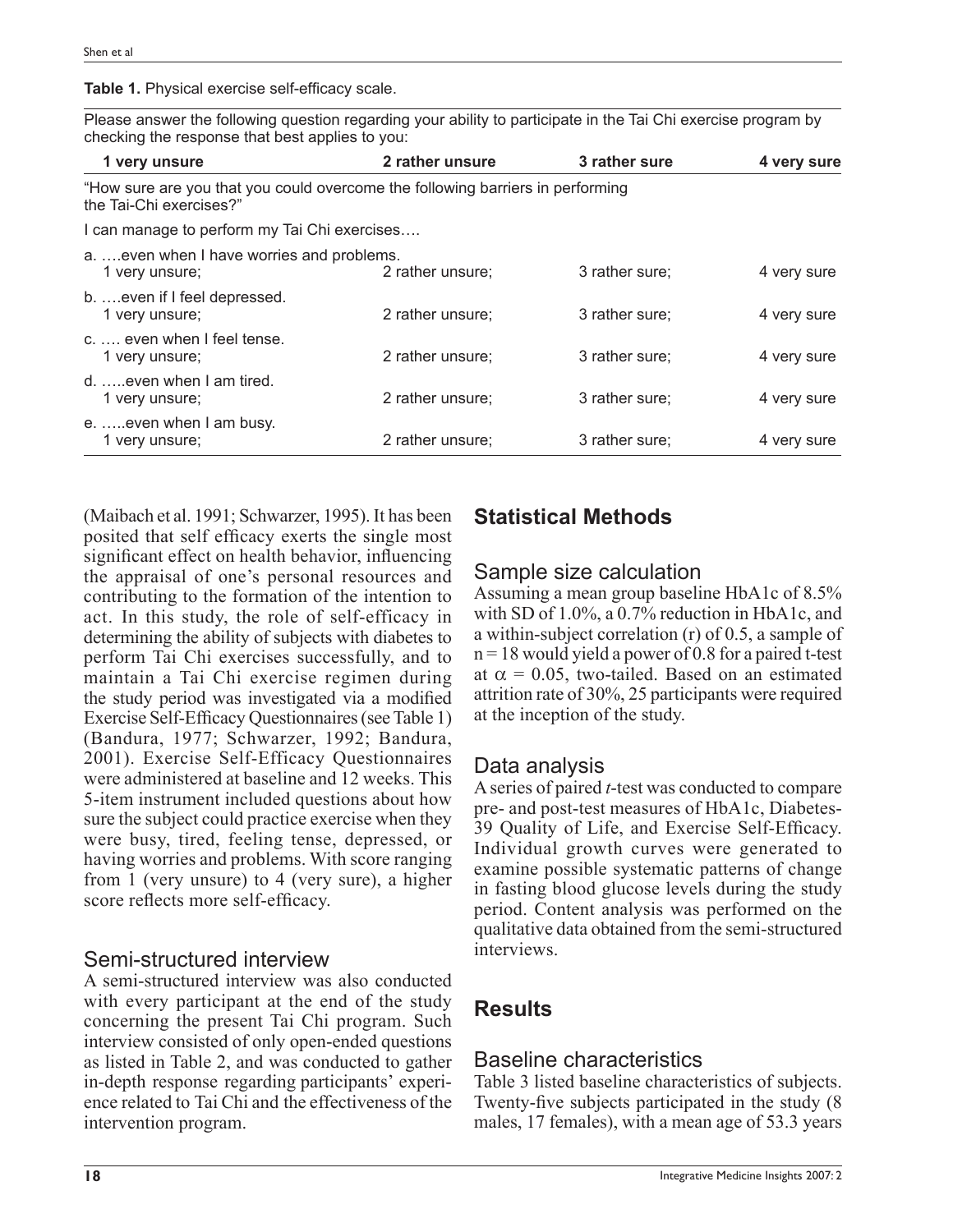**Table 1.** Physical exercise self-efficacy scale.

Please answer the following question regarding your ability to participate in the Tai Chi exercise program by checking the response that best applies to you:

| 1 very unsure | 2 rather unsure | 3 rather sure | 4 very sure |
|---|---|---|---|
| "How sure are you that you could overcome the following barriers in performing the Tai-Chi exercises?" | | | |
| I can manage to perform my Tai Chi exercises…. | | | |
| a. ….even when I have worries and problems. | | | |
| 1 very unsure; | 2 rather unsure; | 3 rather sure; | 4 very sure |
| b. ….even if I feel depressed. | | | |
| 1 very unsure; | 2 rather unsure; | 3 rather sure; | 4 very sure |
| c. …. even when I feel tense. | | | |
| 1 very unsure; | 2 rather unsure; | 3 rather sure; | 4 very sure |
| d. …..even when I am tired. | | | |
| 1 very unsure; | 2 rather unsure; | 3 rather sure; | 4 very sure |
| e. …..even when I am busy. | | | |
| 1 very unsure; | 2 rather unsure; | 3 rather sure; | 4 very sure |

(Maibach et al. 1991; Schwarzer, 1995). It has been posited that self efficacy exerts the single most significant effect on health behavior, influencing the appraisal of one's personal resources and contributing to the formation of the intention to act. In this study, the role of self-efficacy in determining the ability of subjects with diabetes to perform Tai Chi exercises successfully, and to maintain a Tai Chi exercise regimen during the study period was investigated via a modified Exercise Self-Efficacy Questionnaires (see Table 1) (Bandura, 1977; Schwarzer, 1992; Bandura, 2001). Exercise Self-Efficacy Questionnaires were administered at baseline and 12 weeks. This 5-item instrument included questions about how sure the subject could practice exercise when they were busy, tired, feeling tense, depressed, or having worries and problems. With score ranging from 1 (very unsure) to 4 (very sure), a higher score reflects more self-efficacy.

### Semi-structured interview

A semi-structured interview was also conducted with every participant at the end of the study concerning the present Tai Chi program. Such interview consisted of only open-ended questions as listed in Table 2, and was conducted to gather in-depth response regarding participants' experience related to Tai Chi and the effectiveness of the intervention program.

## Statistical Methods

### Sample size calculation

Assuming a mean group baseline HbA1c of 8.5% with SD of 1.0%, a 0.7% reduction in HbA1c, and a within-subject correlation (r) of 0.5, a sample of $n = 18$ would yield a power of 0.8 for a paired t-test at $\alpha = 0.05$, two-tailed. Based on an estimated attrition rate of 30%, 25 participants were required at the inception of the study.

### Data analysis

A series of paired *t*-test was conducted to compare pre- and post-test measures of HbA1c, Diabetes-39 Quality of Life, and Exercise Self-Efficacy. Individual growth curves were generated to examine possible systematic patterns of change in fasting blood glucose levels during the study period. Content analysis was performed on the qualitative data obtained from the semi-structured interviews.

## Results

### Baseline characteristics

Table 3 listed baseline characteristics of subjects. Twenty-five subjects participated in the study (8 males, 17 females), with a mean age of 53.3 years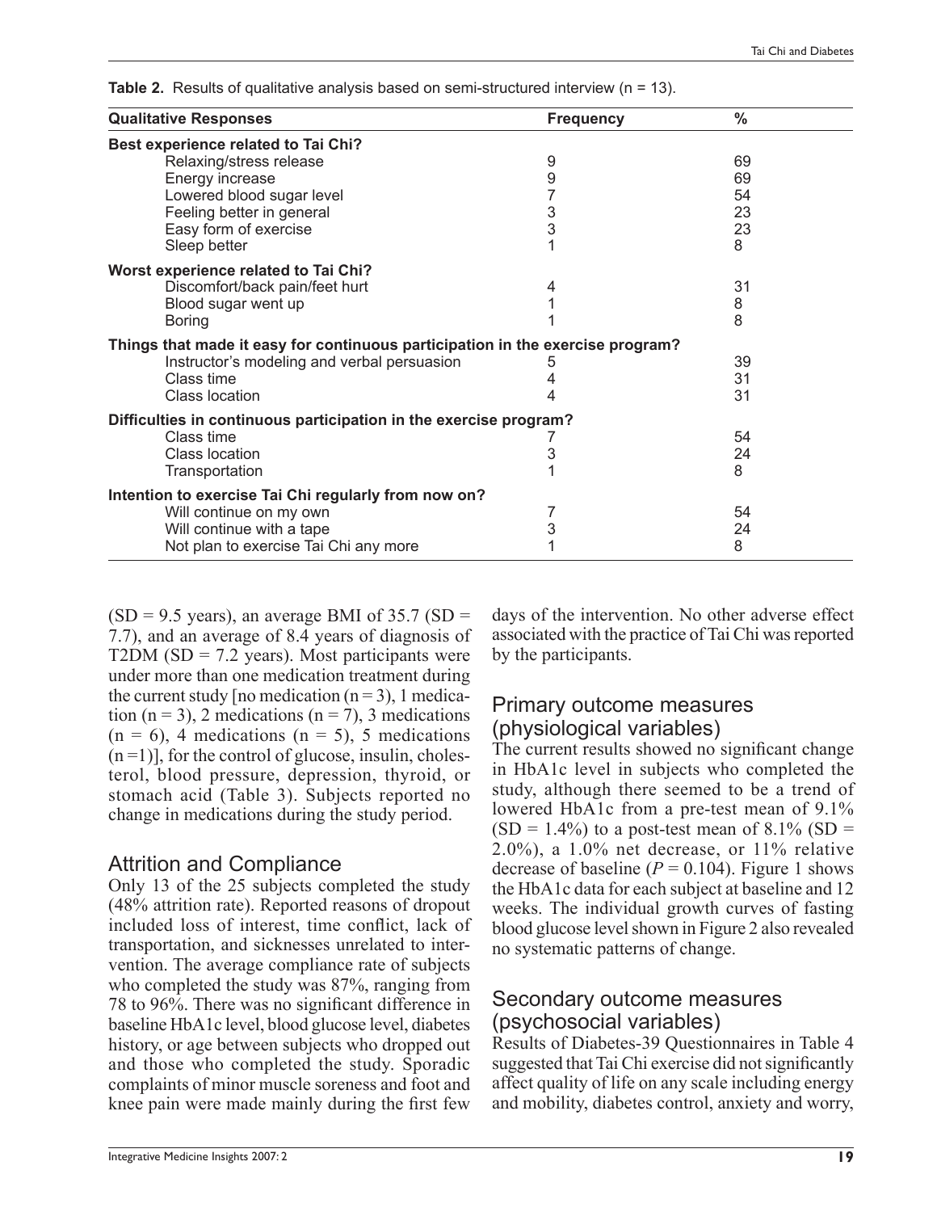**Table 2.** Results of qualitative analysis based on semi-structured interview (n = 13).

| Qualitative Responses | Frequency | % |
|---|---|---|
| **Best experience related to Tai Chi?** | | |
| Relaxing/stress release | 9 | 69 |
| Energy increase | 9 | 69 |
| Lowered blood sugar level | 7 | 54 |
| Feeling better in general | 3 | 23 |
| Easy form of exercise | 3 | 23 |
| Sleep better | 1 | 8 |
| **Worst experience related to Tai Chi?** | | |
| Discomfort/back pain/feet hurt | 4 | 31 |
| Blood sugar went up | 1 | 8 |
| Boring | 1 | 8 |
| **Things that made it easy for continuous participation in the exercise program?** | | |
| Instructor's modeling and verbal persuasion | 5 | 39 |
| Class time | 4 | 31 |
| Class location | 4 | 31 |
| **Difficulties in continuous participation in the exercise program?** | | |
| Class time | 7 | 54 |
| Class location | 3 | 24 |
| Transportation | 1 | 8 |
| **Intention to exercise Tai Chi regularly from now on?** | | |
| Will continue on my own | 7 | 54 |
| Will continue with a tape | 3 | 24 |
| Not plan to exercise Tai Chi any more | 1 | 8 |

(SD = 9.5 years), an average BMI of 35.7 (SD = 7.7), and an average of 8.4 years of diagnosis of T2DM (SD = 7.2 years). Most participants were under more than one medication treatment during the current study [no medication (n = 3), 1 medication (n = 3), 2 medications (n = 7), 3 medications (n = 6), 4 medications (n = 5), 5 medications (n = 1)], for the control of glucose, insulin, cholesterol, blood pressure, depression, thyroid, or stomach acid (Table 3). Subjects reported no change in medications during the study period.

## Attrition and Compliance

Only 13 of the 25 subjects completed the study (48% attrition rate). Reported reasons of dropout included loss of interest, time conflict, lack of transportation, and sicknesses unrelated to intervention. The average compliance rate of subjects who completed the study was 87%, ranging from 78 to 96%. There was no significant difference in baseline HbA1c level, blood glucose level, diabetes history, or age between subjects who dropped out and those who completed the study. Sporadic complaints of minor muscle soreness and foot and knee pain were made mainly during the first few days of the intervention. No other adverse effect associated with the practice of Tai Chi was reported by the participants.

## Primary outcome measures (physiological variables)

The current results showed no significant change in HbA1c level in subjects who completed the study, although there seemed to be a trend of lowered HbA1c from a pre-test mean of 9.1% (SD = 1.4%) to a post-test mean of 8.1% (SD = 2.0%), a 1.0% net decrease, or 11% relative decrease of baseline ($P = 0.104$). Figure 1 shows the HbA1c data for each subject at baseline and 12 weeks. The individual growth curves of fasting blood glucose level shown in Figure 2 also revealed no systematic patterns of change.

## Secondary outcome measures (psychosocial variables)

Results of Diabetes-39 Questionnaires in Table 4 suggested that Tai Chi exercise did not significantly affect quality of life on any scale including energy and mobility, diabetes control, anxiety and worry,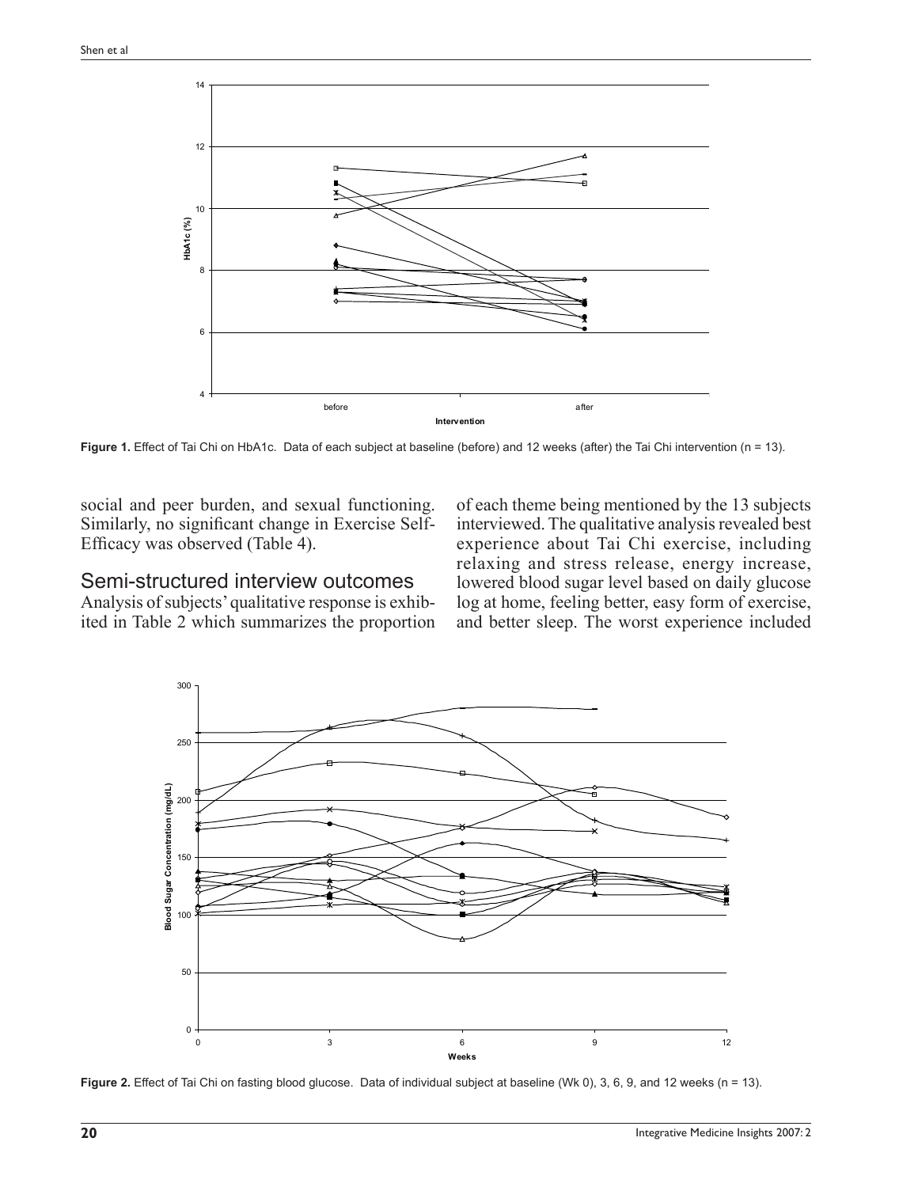Figure 1. Effect of Tai Chi on HbA1c. Data of each subject at baseline (before) and 12 weeks (after) the Tai Chi intervention (n = 13).

social and peer burden, and sexual functioning. Similarly, no significant change in Exercise Self-Efficacy was observed (Table 4).

## Semi-structured interview outcomes

Analysis of subjects' qualitative response is exhibited in Table 2 which summarizes the proportion of each theme being mentioned by the 13 subjects interviewed. The qualitative analysis revealed best experience about Tai Chi exercise, including relaxing and stress release, energy increase, lowered blood sugar level based on daily glucose log at home, feeling better, easy form of exercise, and better sleep. The worst experience included

Figure 2. Effect of Tai Chi on fasting blood glucose. Data of individual subject at baseline (Wk 0), 3, 6, 9, and 12 weeks (n = 13).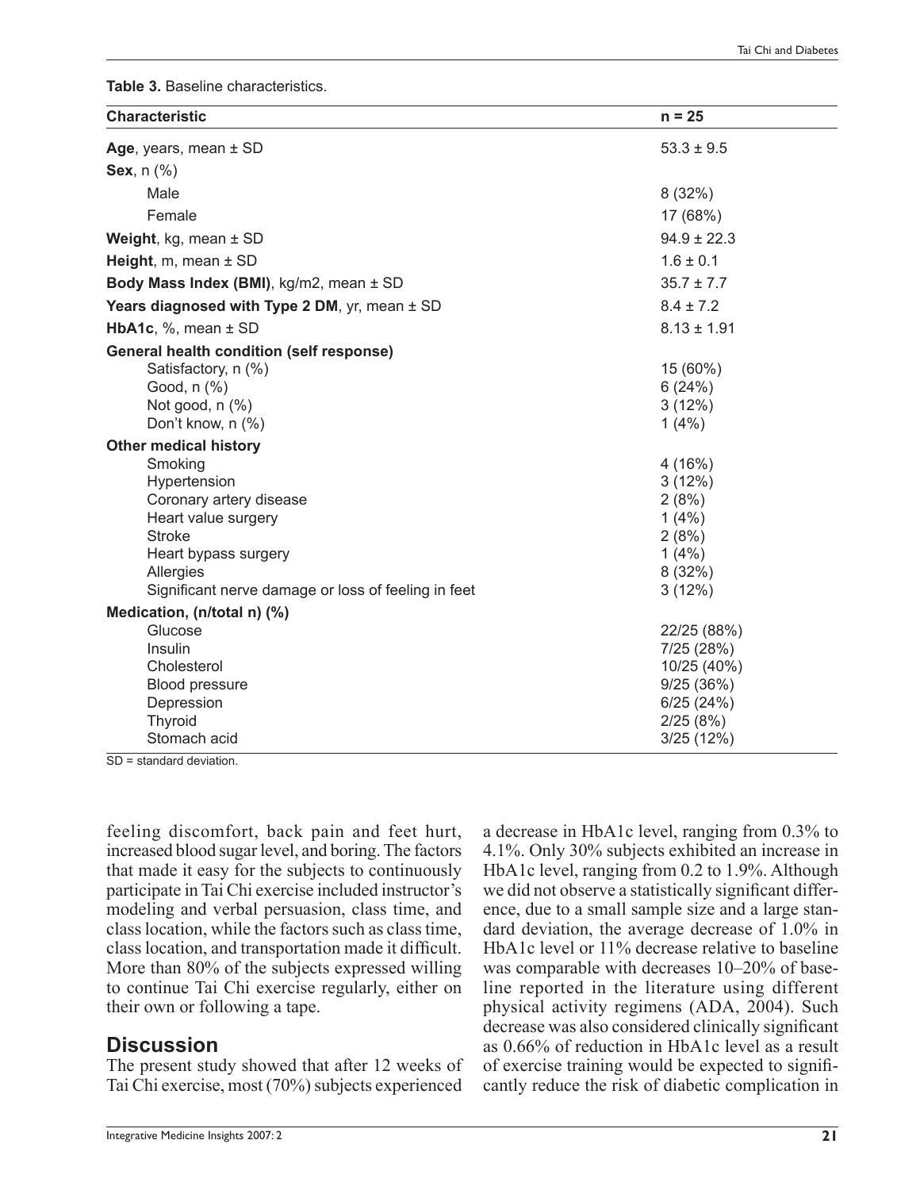**Table 3.** Baseline characteristics.

| Characteristic | n = 25 |
|---|---|
| **Age**, years, mean ± SD | 53.3 ± 9.5 |
| **Sex**, n (%) | |
| Male | 8 (32%) |
| Female | 17 (68%) |
| **Weight**, kg, mean ± SD | 94.9 ± 22.3 |
| **Height**, m, mean ± SD | 1.6 ± 0.1 |
| **Body Mass Index (BMI)**, kg/m2, mean ± SD | 35.7 ± 7.7 |
| **Years diagnosed with Type 2 DM**, yr, mean ± SD | 8.4 ± 7.2 |
| **HbA1c**, %, mean ± SD | 8.13 ± 1.91 |
| **General health condition (self response)** | |
| Satisfactory, n (%) | 15 (60%) |
| Good, n (%) | 6 (24%) |
| Not good, n (%) | 3 (12%) |
| Don't know, n (%) | 1 (4%) |
| **Other medical history** | |
| Smoking | 4 (16%) |
| Hypertension | 3 (12%) |
| Coronary artery disease | 2 (8%) |
| Heart value surgery | 1 (4%) |
| Stroke | 2 (8%) |
| Heart bypass surgery | 1 (4%) |
| Allergies | 8 (32%) |
| Significant nerve damage or loss of feeling in feet | 3 (12%) |
| **Medication, (n/total n) (%)** | |
| Glucose | 22/25 (88%) |
| Insulin | 7/25 (28%) |
| Cholesterol | 10/25 (40%) |
| Blood pressure | 9/25 (36%) |
| Depression | 6/25 (24%) |
| Thyroid | 2/25 (8%) |
| Stomach acid | 3/25 (12%) |

SD = standard deviation.

feeling discomfort, back pain and feet hurt, increased blood sugar level, and boring. The factors that made it easy for the subjects to continuously participate in Tai Chi exercise included instructor's modeling and verbal persuasion, class time, and class location, while the factors such as class time, class location, and transportation made it difficult. More than 80% of the subjects expressed willing to continue Tai Chi exercise regularly, either on their own or following a tape.

## Discussion

The present study showed that after 12 weeks of Tai Chi exercise, most (70%) subjects experienced a decrease in HbA1c level, ranging from 0.3% to 4.1%. Only 30% subjects exhibited an increase in HbA1c level, ranging from 0.2 to 1.9%. Although we did not observe a statistically significant difference, due to a small sample size and a large standard deviation, the average decrease of 1.0% in HbA1c level or 11% decrease relative to baseline was comparable with decreases 10–20% of baseline reported in the literature using different physical activity regimens (ADA, 2004). Such decrease was also considered clinically significant as 0.66% of reduction in HbA1c level as a result of exercise training would be expected to significantly reduce the risk of diabetic complication in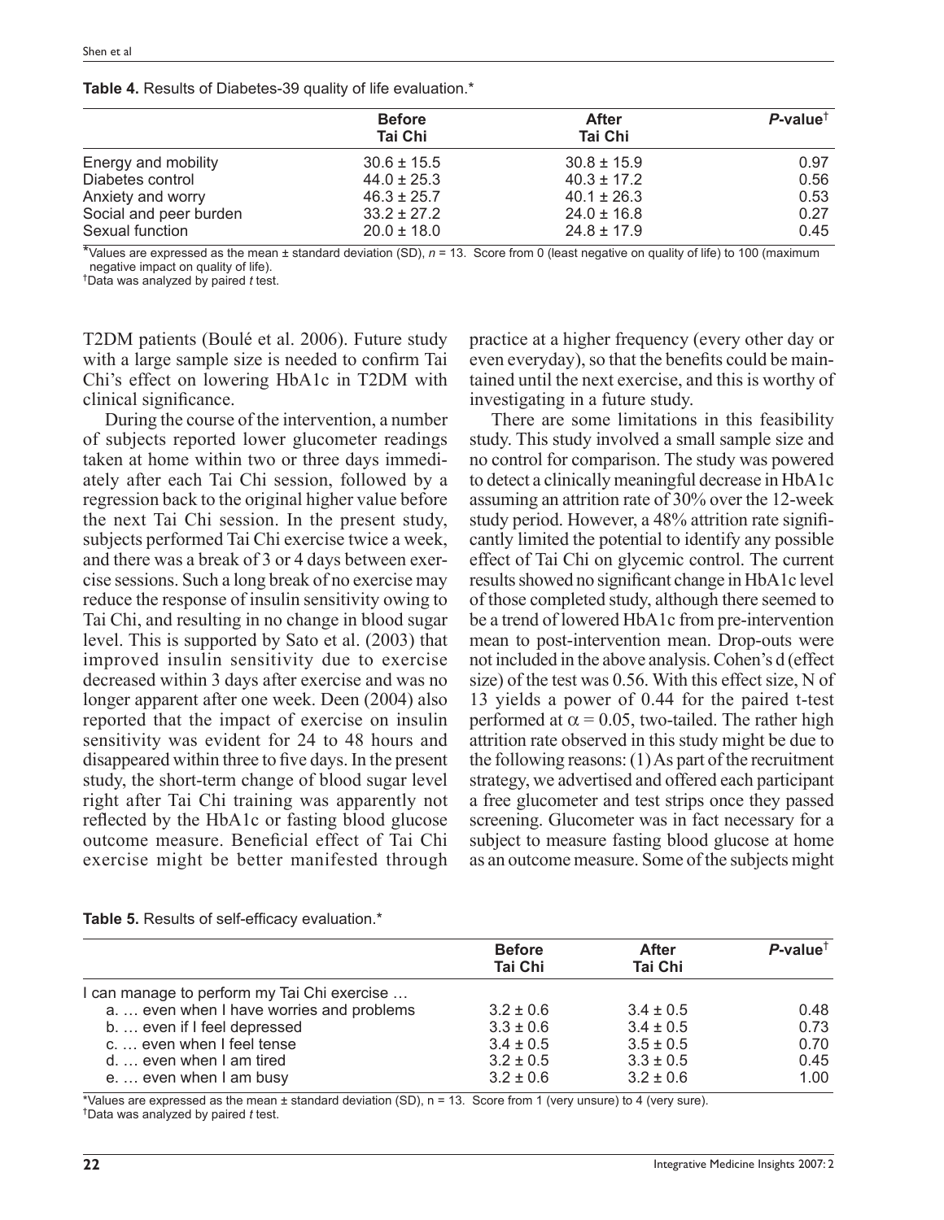**Table 4.** Results of Diabetes-39 quality of life evaluation.*

| | Before Tai Chi | After Tai Chi | *P*-value† |
|---|---|---|---|
| Energy and mobility | 30.6 ± 15.5 | 30.8 ± 15.9 | 0.97 |
| Diabetes control | 44.0 ± 25.3 | 40.3 ± 17.2 | 0.56 |
| Anxiety and worry | 46.3 ± 25.7 | 40.1 ± 26.3 | 0.53 |
| Social and peer burden | 33.2 ± 27.2 | 24.0 ± 16.8 | 0.27 |
| Sexual function | 20.0 ± 18.0 | 24.8 ± 17.9 | 0.45 |

*Values are expressed as the mean ± standard deviation (SD), $n = 13$. Score from 0 (least negative on quality of life) to 100 (maximum negative impact on quality of life).
†Data was analyzed by paired *t* test.

T2DM patients (Boulé et al. 2006). Future study with a large sample size is needed to confirm Tai Chi's effect on lowering HbA1c in T2DM with clinical significance.

During the course of the intervention, a number of subjects reported lower glucometer readings taken at home within two or three days immediately after each Tai Chi session, followed by a regression back to the original higher value before the next Tai Chi session. In the present study, subjects performed Tai Chi exercise twice a week, and there was a break of 3 or 4 days between exercise sessions. Such a long break of no exercise may reduce the response of insulin sensitivity owing to Tai Chi, and resulting in no change in blood sugar level. This is supported by Sato et al. (2003) that improved insulin sensitivity due to exercise decreased within 3 days after exercise and was no longer apparent after one week. Deen (2004) also reported that the impact of exercise on insulin sensitivity was evident for 24 to 48 hours and disappeared within three to five days. In the present study, the short-term change of blood sugar level right after Tai Chi training was apparently not reflected by the HbA1c or fasting blood glucose outcome measure. Beneficial effect of Tai Chi exercise might be better manifested through practice at a higher frequency (every other day or even everyday), so that the benefits could be maintained until the next exercise, and this is worthy of investigating in a future study.

There are some limitations in this feasibility study. This study involved a small sample size and no control for comparison. The study was powered to detect a clinically meaningful decrease in HbA1c assuming an attrition rate of 30% over the 12-week study period. However, a 48% attrition rate significantly limited the potential to identify any possible effect of Tai Chi on glycemic control. The current results showed no significant change in HbA1c level of those completed study, although there seemed to be a trend of lowered HbA1c from pre-intervention mean to post-intervention mean. Drop-outs were not included in the above analysis. Cohen's d (effect size) of the test was 0.56. With this effect size, N of 13 yields a power of 0.44 for the paired t-test performed at $\alpha = 0.05$, two-tailed. The rather high attrition rate observed in this study might be due to the following reasons: (1) As part of the recruitment strategy, we advertised and offered each participant a free glucometer and test strips once they passed screening. Glucometer was in fact necessary for a subject to measure fasting blood glucose at home as an outcome measure. Some of the subjects might

**Table 5.** Results of self-efficacy evaluation.*

| | Before Tai Chi | After Tai Chi | *P*-value† |
|---|---|---|---|
| I can manage to perform my Tai Chi exercise … | | | |
| a. … even when I have worries and problems | 3.2 ± 0.6 | 3.4 ± 0.5 | 0.48 |
| b. … even if I feel depressed | 3.3 ± 0.6 | 3.4 ± 0.5 | 0.73 |
| c. … even when I feel tense | 3.4 ± 0.5 | 3.5 ± 0.5 | 0.70 |
| d. … even when I am tired | 3.2 ± 0.5 | 3.3 ± 0.5 | 0.45 |
| e. … even when I am busy | 3.2 ± 0.6 | 3.2 ± 0.6 | 1.00 |

*Values are expressed as the mean ± standard deviation (SD), $n = 13$. Score from 1 (very unsure) to 4 (very sure).
†Data was analyzed by paired *t* test.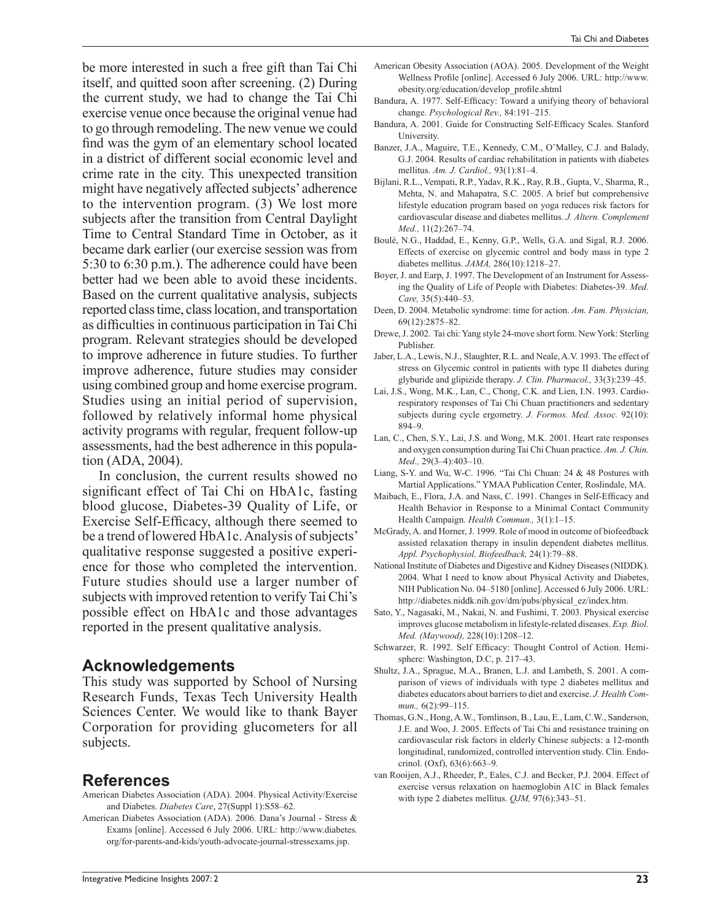be more interested in such a free gift than Tai Chi itself, and quitted soon after screening. (2) During the current study, we had to change the Tai Chi exercise venue once because the original venue had to go through remodeling. The new venue we could find was the gym of an elementary school located in a district of different social economic level and crime rate in the city. This unexpected transition might have negatively affected subjects' adherence to the intervention program. (3) We lost more subjects after the transition from Central Daylight Time to Central Standard Time in October, as it became dark earlier (our exercise session was from 5:30 to 6:30 p.m.). The adherence could have been better had we been able to avoid these incidents. Based on the current qualitative analysis, subjects reported class time, class location, and transportation as difficulties in continuous participation in Tai Chi program. Relevant strategies should be developed to improve adherence in future studies. To further improve adherence, future studies may consider using combined group and home exercise program. Studies using an initial period of supervision, followed by relatively informal home physical activity programs with regular, frequent follow-up assessments, had the best adherence in this population (ADA, 2004).

In conclusion, the current results showed no significant effect of Tai Chi on HbA1c, fasting blood glucose, Diabetes-39 Quality of Life, or Exercise Self-Efficacy, although there seemed to be a trend of lowered HbA1c. Analysis of subjects' qualitative response suggested a positive experience for those who completed the intervention. Future studies should use a larger number of subjects with improved retention to verify Tai Chi's possible effect on HbA1c and those advantages reported in the present qualitative analysis.

## Acknowledgements

This study was supported by School of Nursing Research Funds, Texas Tech University Health Sciences Center. We would like to thank Bayer Corporation for providing glucometers for all subjects.

## References

American Diabetes Association (ADA). 2004. Physical Activity/Exercise and Diabetes. *Diabetes Care*, 27(Suppl 1):S58–62.

American Diabetes Association (ADA). 2006. Dana's Journal - Stress & Exams [online]. Accessed 6 July 2006. URL: http://www.diabetes.org/for-parents-and-kids/youth-advocate-journal-stressexams.jsp.

American Obesity Association (AOA). 2005. Development of the Weight Wellness Profile [online]. Accessed 6 July 2006. URL: http://www.obesity.org/education/develop_profile.shtml

Bandura, A. 1977. Self-Efficacy: Toward a unifying theory of behavioral change. *Psychological Rev.,* 84:191–215.

Bandura, A. 2001. Guide for Constructing Self-Efficacy Scales. Stanford University.

Banzer, J.A., Maguire, T.E., Kennedy, C.M., O'Malley, C.J. and Balady, G.J. 2004. Results of cardiac rehabilitation in patients with diabetes mellitus. *Am. J. Cardiol.,* 93(1):81–4.

Bijlani, R.L., Vempati, R.P., Yadav, R.K., Ray, R.B., Gupta, V., Sharma, R., Mehta, N. and Mahapatra, S.C. 2005. A brief but comprehensive lifestyle education program based on yoga reduces risk factors for cardiovascular disease and diabetes mellitus. *J. Altern. Complement Med.,* 11(2):267–74.

Boulé, N.G., Haddad, E., Kenny, G.P., Wells, G.A. and Sigal, R.J. 2006. Effects of exercise on glycemic control and body mass in type 2 diabetes mellitus. *JAMA,* 286(10):1218–27.

Boyer, J. and Earp, J. 1997. The Development of an Instrument for Assessing the Quality of Life of People with Diabetes: Diabetes-39. *Med. Care,* 35(5):440–53.

Deen, D. 2004. Metabolic syndrome: time for action. *Am. Fam. Physician,* 69(12):2875–82.

Drewe, J. 2002. Tai chi: Yang style 24-move short form. New York: Sterling Publisher.

Jaber, L.A., Lewis, N.J., Slaughter, R.L. and Neale, A.V. 1993. The effect of stress on Glycemic control in patients with type II diabetes during glyburide and glipizide therapy. *J. Clin. Pharmacol.,* 33(3):239–45.

Lai, J.S., Wong, M.K., Lan, C., Chong, C.K. and Lien, I.N. 1993. Cardiorespiratory responses of Tai Chi Chuan practitioners and sedentary subjects during cycle ergometry. *J. Formos. Med. Assoc.* 92(10): 894–9.

Lan, C., Chen, S.Y., Lai, J.S. and Wong, M.K. 2001. Heart rate responses and oxygen consumption during Tai Chi Chuan practice. *Am. J. Chin. Med.,* 29(3–4):403–10.

Liang, S-Y. and Wu, W-C. 1996. "Tai Chi Chuan: 24 & 48 Postures with Martial Applications." YMAA Publication Center, Roslindale, MA.

Maibach, E., Flora, J.A. and Nass, C. 1991. Changes in Self-Efficacy and Health Behavior in Response to a Minimal Contact Community Health Campaign. *Health Commun.,* 3(1):1–15.

McGrady, A. and Horner, J. 1999. Role of mood in outcome of biofeedback assisted relaxation therapy in insulin dependent diabetes mellitus. *Appl. Psychophysiol. Biofeedback,* 24(1):79–88.

National Institute of Diabetes and Digestive and Kidney Diseases (NIDDK). 2004. What I need to know about Physical Activity and Diabetes, NIH Publication No. 04–5180 [online]. Accessed 6 July 2006. URL: http://diabetes.niddk.nih.gov/dm/pubs/physical_ez/index.htm.

Sato, Y., Nagasaki, M., Nakai, N. and Fushimi, T. 2003. Physical exercise improves glucose metabolism in lifestyle-related diseases. *Exp. Biol. Med. (Maywood),* 228(10):1208–12.

Schwarzer, R. 1992. Self Efficacy: Thought Control of Action. Hemisphere: Washington, D.C, p. 217–43.

Shultz, J.A., Sprague, M.A., Branen, L.J. and Lambeth, S. 2001. A comparison of views of individuals with type 2 diabetes mellitus and diabetes educators about barriers to diet and exercise. *J. Health Commun.,* 6(2):99–115.

Thomas, G.N., Hong, A.W., Tomlinson, B., Lau, E., Lam, C.W., Sanderson, J.E. and Woo, J. 2005. Effects of Tai Chi and resistance training on cardiovascular risk factors in elderly Chinese subjects: a 12-month longitudinal, randomized, controlled intervention study. Clin. Endocrinol. (Oxf), 63(6):663–9.

van Rooijen, A.J., Rheeder, P., Eales, C.J. and Becker, P.J. 2004. Effect of exercise versus relaxation on haemoglobin A1C in Black females with type 2 diabetes mellitus. *QJM,* 97(6):343–51.